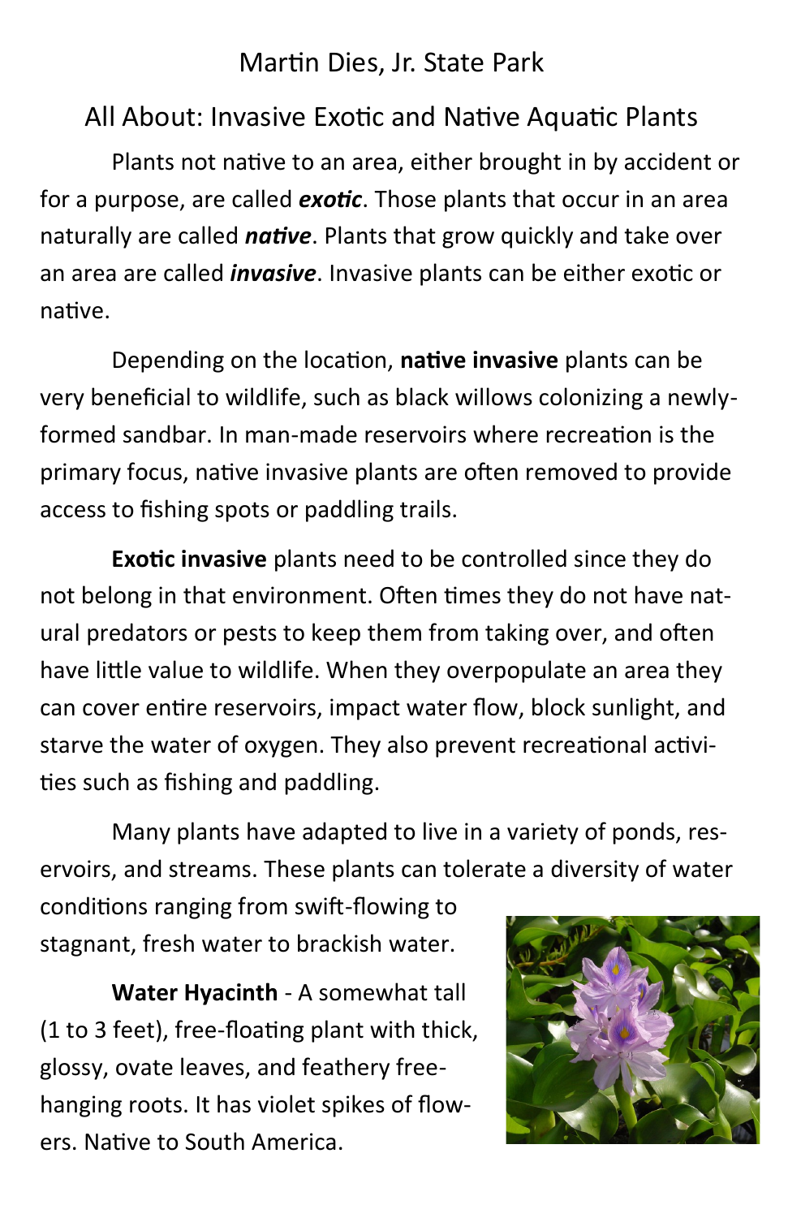# Martin Dies, Jr. State Park

## All About: Invasive Exotic and Native Aquatic Plants

Plants not native to an area, either brought in by accident or for a purpose, are called ***exotic***. Those plants that occur in an area naturally are called ***native***. Plants that grow quickly and take over an area are called ***invasive***. Invasive plants can be either exotic or native.

Depending on the location, **native invasive** plants can be very beneficial to wildlife, such as black willows colonizing a newly-formed sandbar. In man-made reservoirs where recreation is the primary focus, native invasive plants are often removed to provide access to fishing spots or paddling trails.

**Exotic invasive** plants need to be controlled since they do not belong in that environment. Often times they do not have natural predators or pests to keep them from taking over, and often have little value to wildlife. When they overpopulate an area they can cover entire reservoirs, impact water flow, block sunlight, and starve the water of oxygen. They also prevent recreational activities such as fishing and paddling.

Many plants have adapted to live in a variety of ponds, reservoirs, and streams. These plants can tolerate a diversity of water conditions ranging from swift-flowing to stagnant, fresh water to brackish water.

**Water Hyacinth** - A somewhat tall (1 to 3 feet), free-floating plant with thick, glossy, ovate leaves, and feathery free-hanging roots. It has violet spikes of flowers. Native to South America.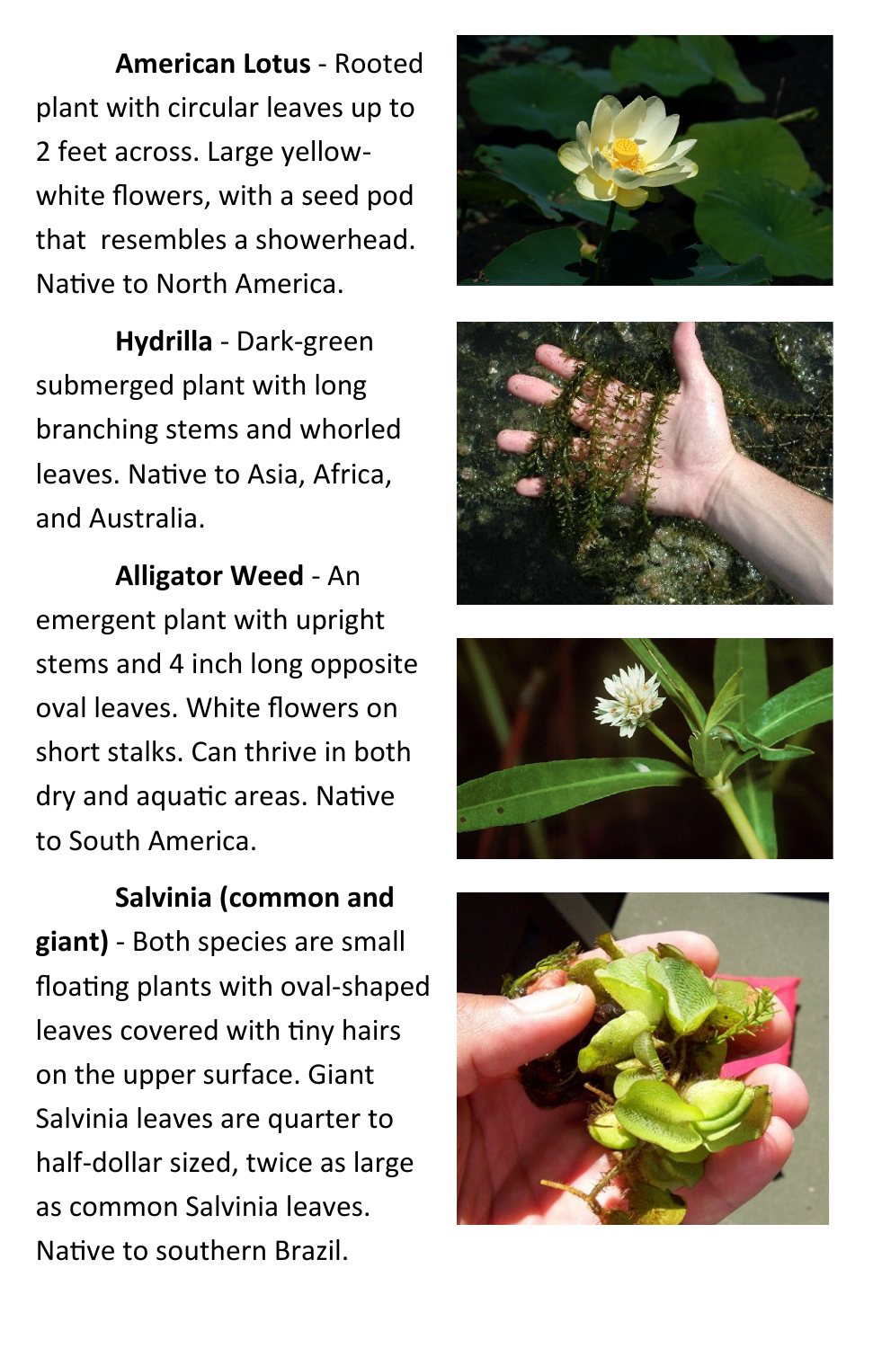**American Lotus** - Rooted plant with circular leaves up to 2 feet across. Large yellow-white flowers, with a seed pod that resembles a showerhead. Native to North America.

**Hydrilla** - Dark-green submerged plant with long branching stems and whorled leaves. Native to Asia, Africa, and Australia.

**Alligator Weed** - An emergent plant with upright stems and 4 inch long opposite oval leaves. White flowers on short stalks. Can thrive in both dry and aquatic areas. Native to South America.

**Salvinia (common and giant)** - Both species are small floating plants with oval-shaped leaves covered with tiny hairs on the upper surface. Giant Salvinia leaves are quarter to half-dollar sized, twice as large as common Salvinia leaves. Native to southern Brazil.